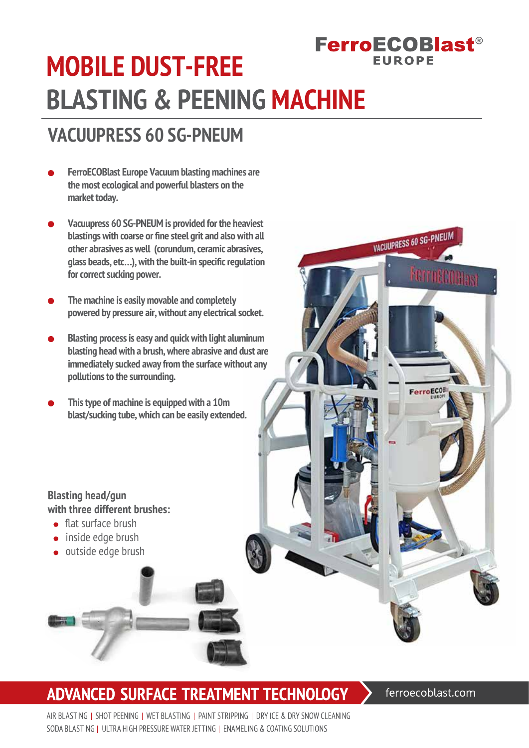FerroECOBlast® EUROPE

# MOBILE DUST-FREE BLASTING & PEENING MACHINE

## VACUUPRESS 60 SG-PNEUM

- **FerroECOBlast Europe Vacuum blasting machines are the most ecological and powerful blasters on the market today.**
- **Vacuupress 60 SG-PNEUM is provided for the heaviest blastings with coarse or fine steel grit and also with all other abrasives as well (corundum, ceramic abrasives, glass beads, etc...), with the built-in specific regulation for correct sucking power.**
- **The machine is easily movable and completely powered by pressure air, without any electrical socket.**
- **Blasting process is easy and quick with light aluminum blasting head with a brush, where abrasive and dust are immediately sucked away from the surface without any pollutions to the surrounding.**
- **This type of machine is equipped with a 10m blast/sucking tube, which can be easily extended.**

**Blasting head/gun with three different brushes:**

- flat surface brush
- inside edge brush
- outside edge brush

**ADVANCED SURFACE TREATMENT TECHNOLOGY** ferroecoblast.com

AIR BLASTING | SHOT PEENING | WET BLASTING | PAINT STRIPPING | DRY ICE & DRY SNOW CLEANING
SODA BLASTING | ULTRA HIGH PRESSURE WATER JETTING | ENAMELING & COATING SOLUTIONS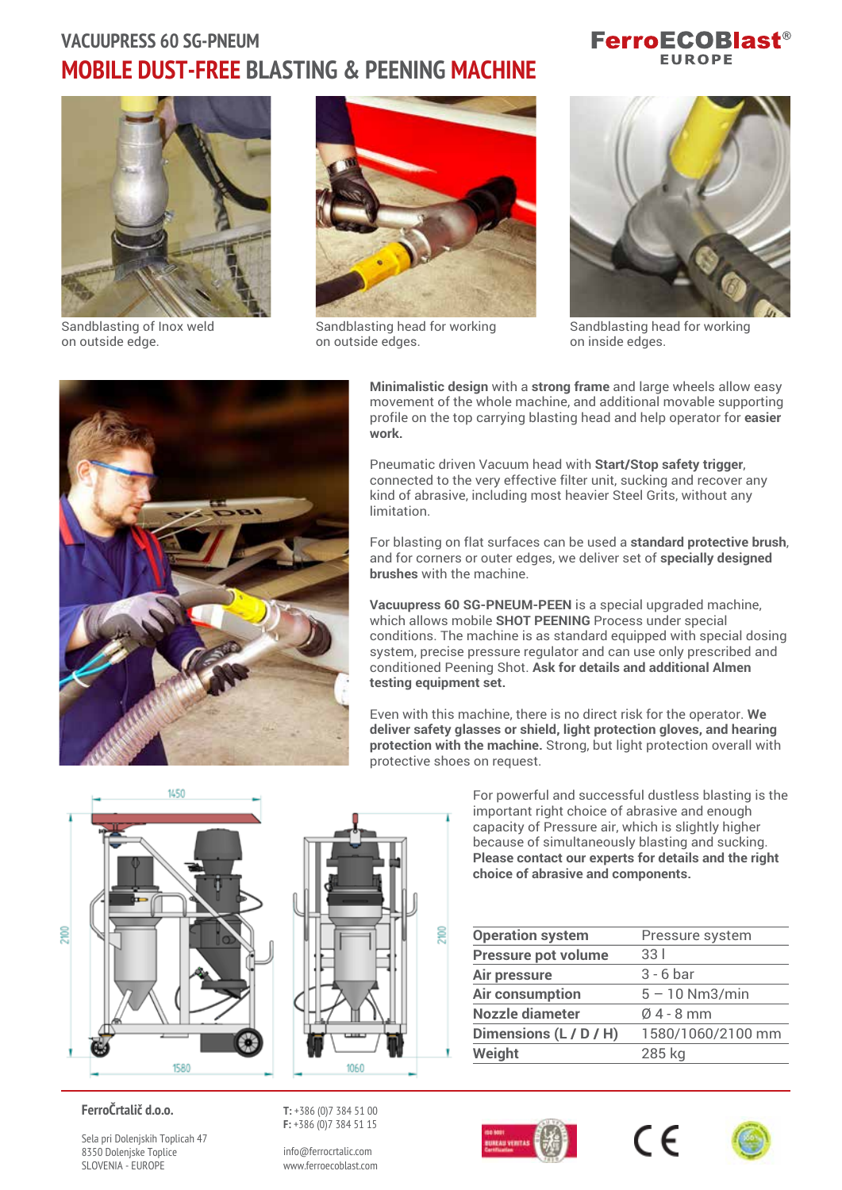# VACUUPRESS 60 SG-PNEUM

## MOBILE DUST-FREE BLASTING & PEENING MACHINE

FerroECOBlast®
EUROPE

Sandblasting of Inox weld on outside edge.

Sandblasting head for working on outside edges.

Sandblasting head for working on inside edges.

**Minimalistic design** with a **strong frame** and large wheels allow easy movement of the whole machine, and additional movable supporting profile on the top carrying blasting head and help operator for **easier work.**

Pneumatic driven Vacuum head with **Start/Stop safety trigger**, connected to the very effective filter unit, sucking and recover any kind of abrasive, including most heavier Steel Grits, without any limitation.

For blasting on flat surfaces can be used a **standard protective brush**, and for corners or outer edges, we deliver set of **specially designed brushes** with the machine.

**Vacuupress 60 SG-PNEUM-PEEN** is a special upgraded machine, which allows mobile **SHOT PEENING** Process under special conditions. The machine is as standard equipped with special dosing system, precise pressure regulator and can use only prescribed and conditioned Peening Shot. **Ask for details and additional Almen testing equipment set.**

Even with this machine, there is no direct risk for the operator. **We deliver safety glasses or shield, light protection gloves, and hearing protection with the machine.** Strong, but light protection overall with protective shoes on request.

1450
2100
1580
2100
1060

For powerful and successful dustless blasting is the important right choice of abrasive and enough capacity of Pressure air, which is slightly higher because of simultaneously blasting and sucking. **Please contact our experts for details and the right choice of abrasive and components.**

| | |
|---|---|
| **Operation system** | Pressure system |
| **Pressure pot volume** | 33 l |
| **Air pressure** | 3 - 6 bar |
| **Air consumption** | 5 – 10 Nm3/min |
| **Nozzle diameter** | Ø 4 - 8 mm |
| **Dimensions (L / D / H)** | 1580/1060/2100 mm |
| **Weight** | 285 kg |

**FerroČrtalič d.o.o.**

Sela pri Dolenjskih Toplicah 47
8350 Dolenjske Toplice
SLOVENIA - EUROPE

**T:** +386 (0)7 384 51 00
**F:** +386 (0)7 384 51 15

info@ferrocrtalic.com
www.ferroecoblast.com